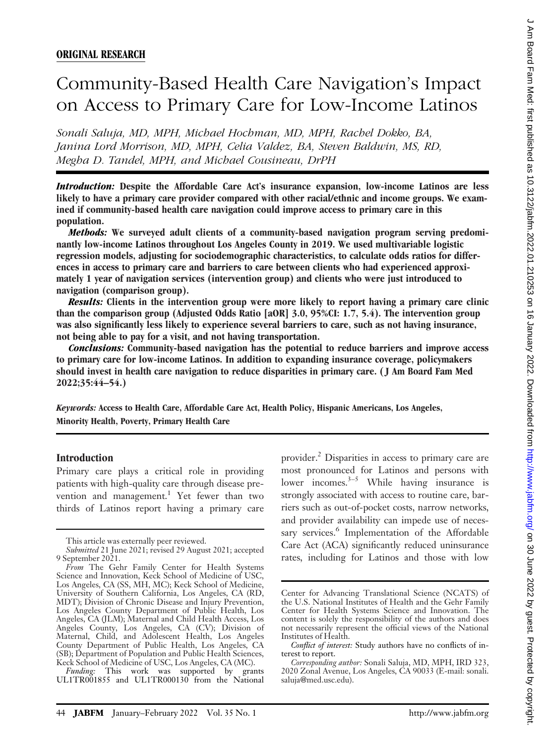**ORIGINAL RESEARCH**

# Community-Based Health Care Navigation's Impact on Access to Primary Care for Low-Income Latinos

*Sonali Saluja, MD, MPH, Michael Hochman, MD, MPH, Rachel Dokko, BA, Janina Lord Morrison, MD, MPH, Celia Valdez, BA, Steven Baldwin, MS, RD, Megha D. Tandel, MPH, and Michael Cousineau, DrPH*

***Introduction:*** **Despite the Affordable Care Act's insurance expansion, low-income Latinos are less likely to have a primary care provider compared with other racial/ethnic and income groups. We examined if community-based health care navigation could improve access to primary care in this population.**

***Methods:*** **We surveyed adult clients of a community-based navigation program serving predominantly low-income Latinos throughout Los Angeles County in 2019. We used multivariable logistic regression models, adjusting for sociodemographic characteristics, to calculate odds ratios for differences in access to primary care and barriers to care between clients who had experienced approximately 1 year of navigation services (intervention group) and clients who were just introduced to navigation (comparison group).**

***Results:*** **Clients in the intervention group were more likely to report having a primary care clinic than the comparison group (Adjusted Odds Ratio [aOR] 3.0, 95%CI: 1.7, 5.4). The intervention group was also significantly less likely to experience several barriers to care, such as not having insurance, not being able to pay for a visit, and not having transportation.**

***Conclusions:*** **Community-based navigation has the potential to reduce barriers and improve access to primary care for low-income Latinos. In addition to expanding insurance coverage, policymakers should invest in health care navigation to reduce disparities in primary care. ( J Am Board Fam Med 2022;35:44–54.)**

***Keywords:*** **Access to Health Care, Affordable Care Act, Health Policy, Hispanic Americans, Los Angeles, Minority Health, Poverty, Primary Health Care**

## Introduction

Primary care plays a critical role in providing patients with high-quality care through disease prevention and management.[1] Yet fewer than two thirds of Latinos report having a primary care provider.[2] Disparities in access to primary care are most pronounced for Latinos and persons with lower incomes.[3–5] While having insurance is strongly associated with access to routine care, barriers such as out-of-pocket costs, narrow networks, and provider availability can impede use of necessary services.[6] Implementation of the Affordable Care Act (ACA) significantly reduced uninsurance rates, including for Latinos and those with low

---

This article was externally peer reviewed.

*Submitted* 21 June 2021; revised 29 August 2021; accepted 9 September 2021.

*From* The Gehr Family Center for Health Systems Science and Innovation, Keck School of Medicine of USC, Los Angeles, CA (SS, MH, MC); Keck School of Medicine, University of Southern California, Los Angeles, CA (RD, MDT); Division of Chronic Disease and Injury Prevention, Los Angeles County Department of Public Health, Los Angeles, CA (JLM); Maternal and Child Health Access, Los Angeles County, Los Angeles, CA (CV); Division of Maternal, Child, and Adolescent Health, Los Angeles County Department of Public Health, Los Angeles, CA (SB); Department of Population and Public Health Sciences, Keck School of Medicine of USC, Los Angeles, CA (MC).

*Funding:* This work was supported by grants UL1TR001855 and UL1TR000130 from the National Center for Advancing Translational Science (NCATS) of the U.S. National Institutes of Health and the Gehr Family Center for Health Systems Science and Innovation. The content is solely the responsibility of the authors and does not necessarily represent the official views of the National Institutes of Health.

*Conflict of interest:* Study authors have no conflicts of interest to report.

*Corresponding author:* Sonali Saluja, MD, MPH, IRD 323, 2020 Zonal Avenue, Los Angeles, CA 90033 (E-mail: sonali.saluja@med.usc.edu).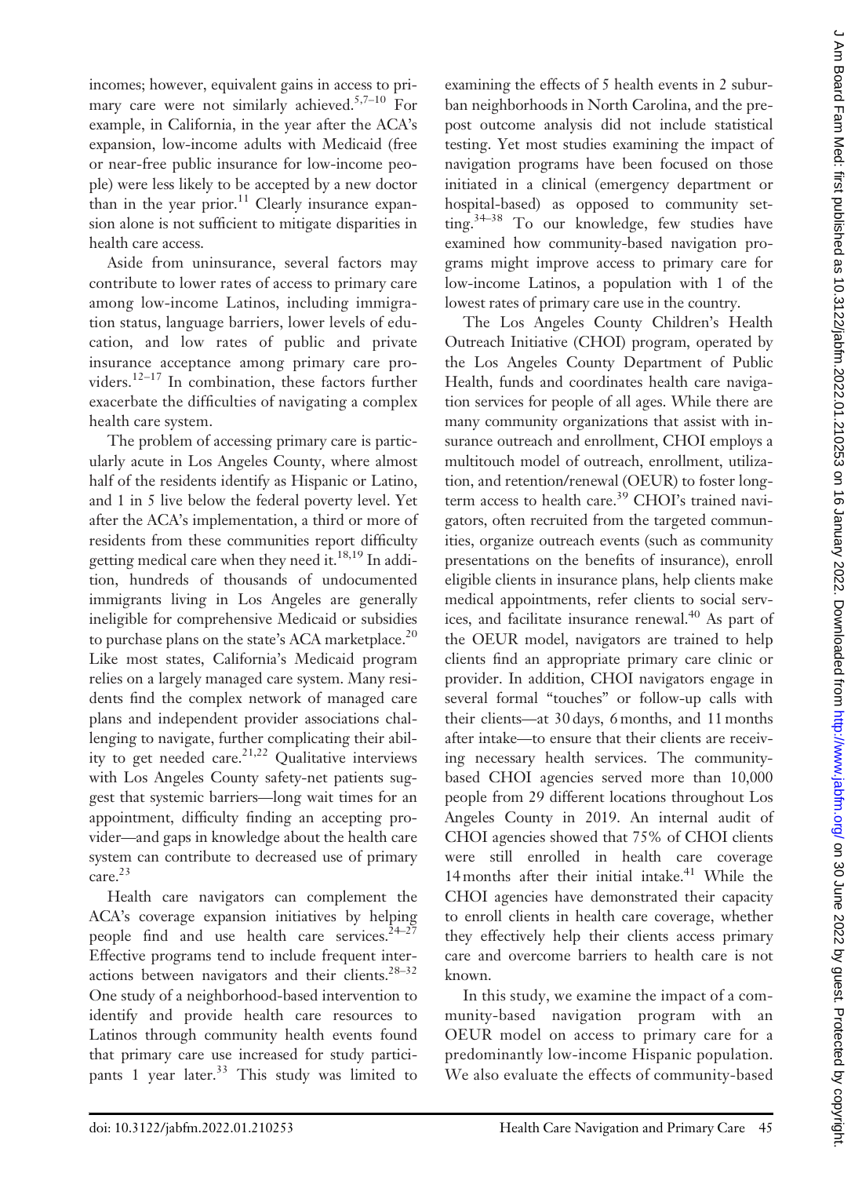incomes; however, equivalent gains in access to primary care were not similarly achieved.[5,7–10] For example, in California, in the year after the ACA's expansion, low-income adults with Medicaid (free or near-free public insurance for low-income people) were less likely to be accepted by a new doctor than in the year prior.[11] Clearly insurance expansion alone is not sufficient to mitigate disparities in health care access.

Aside from uninsurance, several factors may contribute to lower rates of access to primary care among low-income Latinos, including immigration status, language barriers, lower levels of education, and low rates of public and private insurance acceptance among primary care providers.[12–17] In combination, these factors further exacerbate the difficulties of navigating a complex health care system.

The problem of accessing primary care is particularly acute in Los Angeles County, where almost half of the residents identify as Hispanic or Latino, and 1 in 5 live below the federal poverty level. Yet after the ACA's implementation, a third or more of residents from these communities report difficulty getting medical care when they need it.[18,19] In addition, hundreds of thousands of undocumented immigrants living in Los Angeles are generally ineligible for comprehensive Medicaid or subsidies to purchase plans on the state's ACA marketplace.[20] Like most states, California's Medicaid program relies on a largely managed care system. Many residents find the complex network of managed care plans and independent provider associations challenging to navigate, further complicating their ability to get needed care.[21,22] Qualitative interviews with Los Angeles County safety-net patients suggest that systemic barriers—long wait times for an appointment, difficulty finding an accepting provider—and gaps in knowledge about the health care system can contribute to decreased use of primary care.[23]

Health care navigators can complement the ACA's coverage expansion initiatives by helping people find and use health care services.[24–27] Effective programs tend to include frequent interactions between navigators and their clients.[28–32] One study of a neighborhood-based intervention to identify and provide health care resources to Latinos through community health events found that primary care use increased for study participants 1 year later.[33] This study was limited to examining the effects of 5 health events in 2 suburban neighborhoods in North Carolina, and the pre-post outcome analysis did not include statistical testing. Yet most studies examining the impact of navigation programs have been focused on those initiated in a clinical (emergency department or hospital-based) as opposed to community setting.[34–38] To our knowledge, few studies have examined how community-based navigation programs might improve access to primary care for low-income Latinos, a population with 1 of the lowest rates of primary care use in the country.

The Los Angeles County Children's Health Outreach Initiative (CHOI) program, operated by the Los Angeles County Department of Public Health, funds and coordinates health care navigation services for people of all ages. While there are many community organizations that assist with insurance outreach and enrollment, CHOI employs a multitouch model of outreach, enrollment, utilization, and retention/renewal (OEUR) to foster long-term access to health care.[39] CHOI's trained navigators, often recruited from the targeted communities, organize outreach events (such as community presentations on the benefits of insurance), enroll eligible clients in insurance plans, help clients make medical appointments, refer clients to social services, and facilitate insurance renewal.[40] As part of the OEUR model, navigators are trained to help clients find an appropriate primary care clinic or provider. In addition, CHOI navigators engage in several formal "touches" or follow-up calls with their clients—at 30 days, 6 months, and 11 months after intake—to ensure that their clients are receiving necessary health services. The community-based CHOI agencies served more than 10,000 people from 29 different locations throughout Los Angeles County in 2019. An internal audit of CHOI agencies showed that 75% of CHOI clients were still enrolled in health care coverage 14 months after their initial intake.[41] While the CHOI agencies have demonstrated their capacity to enroll clients in health care coverage, whether they effectively help their clients access primary care and overcome barriers to health care is not known.

In this study, we examine the impact of a community-based navigation program with an OEUR model on access to primary care for a predominantly low-income Hispanic population. We also evaluate the effects of community-based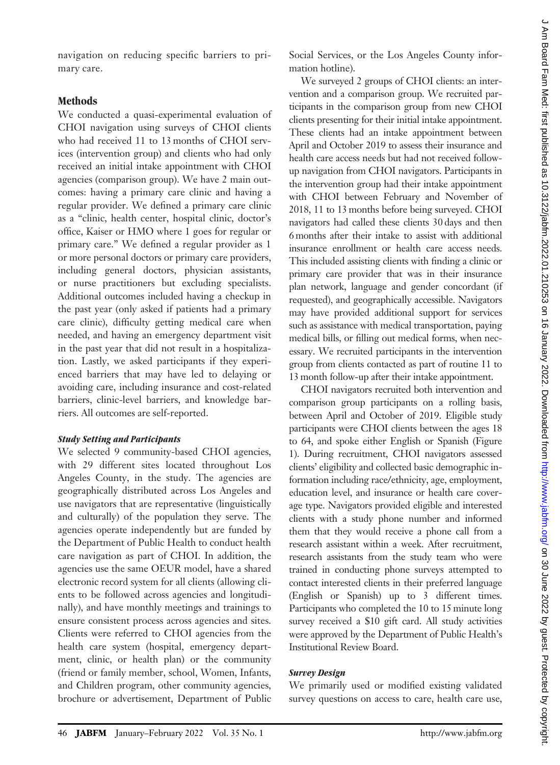navigation on reducing specific barriers to primary care.

## Methods

We conducted a quasi-experimental evaluation of CHOI navigation using surveys of CHOI clients who had received 11 to 13 months of CHOI services (intervention group) and clients who had only received an initial intake appointment with CHOI agencies (comparison group). We have 2 main outcomes: having a primary care clinic and having a regular provider. We defined a primary care clinic as a "clinic, health center, hospital clinic, doctor's office, Kaiser or HMO where 1 goes for regular or primary care." We defined a regular provider as 1 or more personal doctors or primary care providers, including general doctors, physician assistants, or nurse practitioners but excluding specialists. Additional outcomes included having a checkup in the past year (only asked if patients had a primary care clinic), difficulty getting medical care when needed, and having an emergency department visit in the past year that did not result in a hospitalization. Lastly, we asked participants if they experienced barriers that may have led to delaying or avoiding care, including insurance and cost-related barriers, clinic-level barriers, and knowledge barriers. All outcomes are self-reported.

### *Study Setting and Participants*

We selected 9 community-based CHOI agencies, with 29 different sites located throughout Los Angeles County, in the study. The agencies are geographically distributed across Los Angeles and use navigators that are representative (linguistically and culturally) of the population they serve. The agencies operate independently but are funded by the Department of Public Health to conduct health care navigation as part of CHOI. In addition, the agencies use the same OEUR model, have a shared electronic record system for all clients (allowing clients to be followed across agencies and longitudinally), and have monthly meetings and trainings to ensure consistent process across agencies and sites. Clients were referred to CHOI agencies from the health care system (hospital, emergency department, clinic, or health plan) or the community (friend or family member, school, Women, Infants, and Children program, other community agencies, brochure or advertisement, Department of Public Social Services, or the Los Angeles County information hotline).

We surveyed 2 groups of CHOI clients: an intervention and a comparison group. We recruited participants in the comparison group from new CHOI clients presenting for their initial intake appointment. These clients had an intake appointment between April and October 2019 to assess their insurance and health care access needs but had not received follow-up navigation from CHOI navigators. Participants in the intervention group had their intake appointment with CHOI between February and November of 2018, 11 to 13 months before being surveyed. CHOI navigators had called these clients 30 days and then 6 months after their intake to assist with additional insurance enrollment or health care access needs. This included assisting clients with finding a clinic or primary care provider that was in their insurance plan network, language and gender concordant (if requested), and geographically accessible. Navigators may have provided additional support for services such as assistance with medical transportation, paying medical bills, or filling out medical forms, when necessary. We recruited participants in the intervention group from clients contacted as part of routine 11 to 13 month follow-up after their intake appointment.

CHOI navigators recruited both intervention and comparison group participants on a rolling basis, between April and October of 2019. Eligible study participants were CHOI clients between the ages 18 to 64, and spoke either English or Spanish (Figure 1). During recruitment, CHOI navigators assessed clients' eligibility and collected basic demographic information including race/ethnicity, age, employment, education level, and insurance or health care coverage type. Navigators provided eligible and interested clients with a study phone number and informed them that they would receive a phone call from a research assistant within a week. After recruitment, research assistants from the study team who were trained in conducting phone surveys attempted to contact interested clients in their preferred language (English or Spanish) up to 3 different times. Participants who completed the 10 to 15 minute long survey received a $10 gift card. All study activities were approved by the Department of Public Health's Institutional Review Board.

### *Survey Design*

We primarily used or modified existing validated survey questions on access to care, health care use,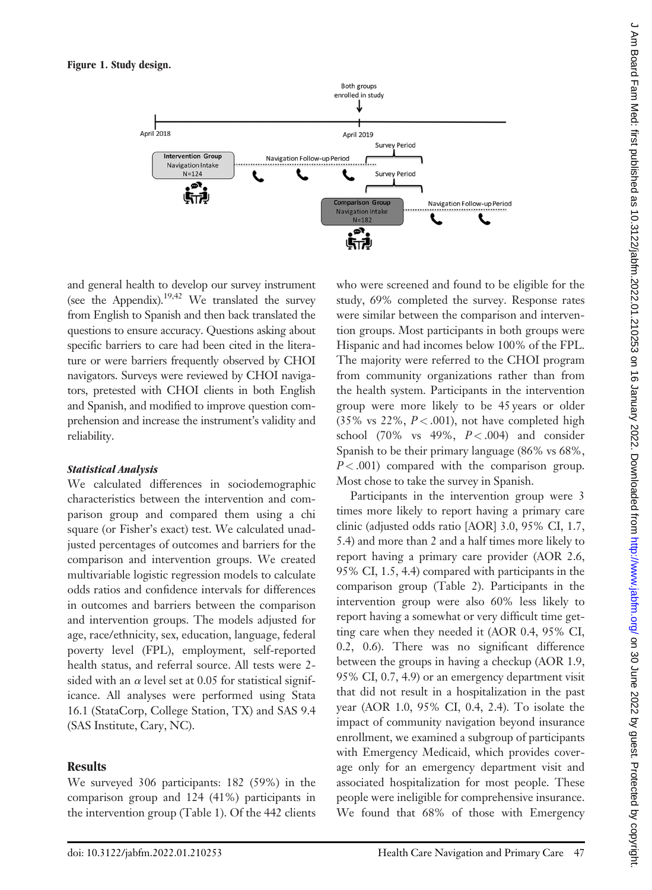**Figure 1. Study design.**

and general health to develop our survey instrument (see the Appendix).[19,42] We translated the survey from English to Spanish and then back translated the questions to ensure accuracy. Questions asking about specific barriers to care had been cited in the literature or were barriers frequently observed by CHOI navigators. Surveys were reviewed by CHOI navigators, pretested with CHOI clients in both English and Spanish, and modified to improve question comprehension and increase the instrument's validity and reliability.

### *Statistical Analysis*

We calculated differences in sociodemographic characteristics between the intervention and comparison group and compared them using a chi square (or Fisher's exact) test. We calculated unadjusted percentages of outcomes and barriers for the comparison and intervention groups. We created multivariable logistic regression models to calculate odds ratios and confidence intervals for differences in outcomes and barriers between the comparison and intervention groups. The models adjusted for age, race/ethnicity, sex, education, language, federal poverty level (FPL), employment, self-reported health status, and referral source. All tests were 2-sided with an $\alpha$ level set at 0.05 for statistical significance. All analyses were performed using Stata 16.1 (StataCorp, College Station, TX) and SAS 9.4 (SAS Institute, Cary, NC).

## Results

We surveyed 306 participants: 182 (59%) in the comparison group and 124 (41%) participants in the intervention group (Table 1). Of the 442 clients who were screened and found to be eligible for the study, 69% completed the survey. Response rates were similar between the comparison and intervention groups. Most participants in both groups were Hispanic and had incomes below 100% of the FPL. The majority were referred to the CHOI program from community organizations rather than from the health system. Participants in the intervention group were more likely to be 45 years or older (35% vs 22%, $P < .001$), not have completed high school (70% vs 49%, $P < .004$) and consider Spanish to be their primary language (86% vs 68%, $P < .001$) compared with the comparison group. Most chose to take the survey in Spanish.

Participants in the intervention group were 3 times more likely to report having a primary care clinic (adjusted odds ratio [AOR] 3.0, 95% CI, 1.7, 5.4) and more than 2 and a half times more likely to report having a primary care provider (AOR 2.6, 95% CI, 1.5, 4.4) compared with participants in the comparison group (Table 2). Participants in the intervention group were also 60% less likely to report having a somewhat or very difficult time getting care when they needed it (AOR 0.4, 95% CI, 0.2, 0.6). There was no significant difference between the groups in having a checkup (AOR 1.9, 95% CI, 0.7, 4.9) or an emergency department visit that did not result in a hospitalization in the past year (AOR 1.0, 95% CI, 0.4, 2.4). To isolate the impact of community navigation beyond insurance enrollment, we examined a subgroup of participants with Emergency Medicaid, which provides coverage only for an emergency department visit and associated hospitalization for most people. These people were ineligible for comprehensive insurance. We found that 68% of those with Emergency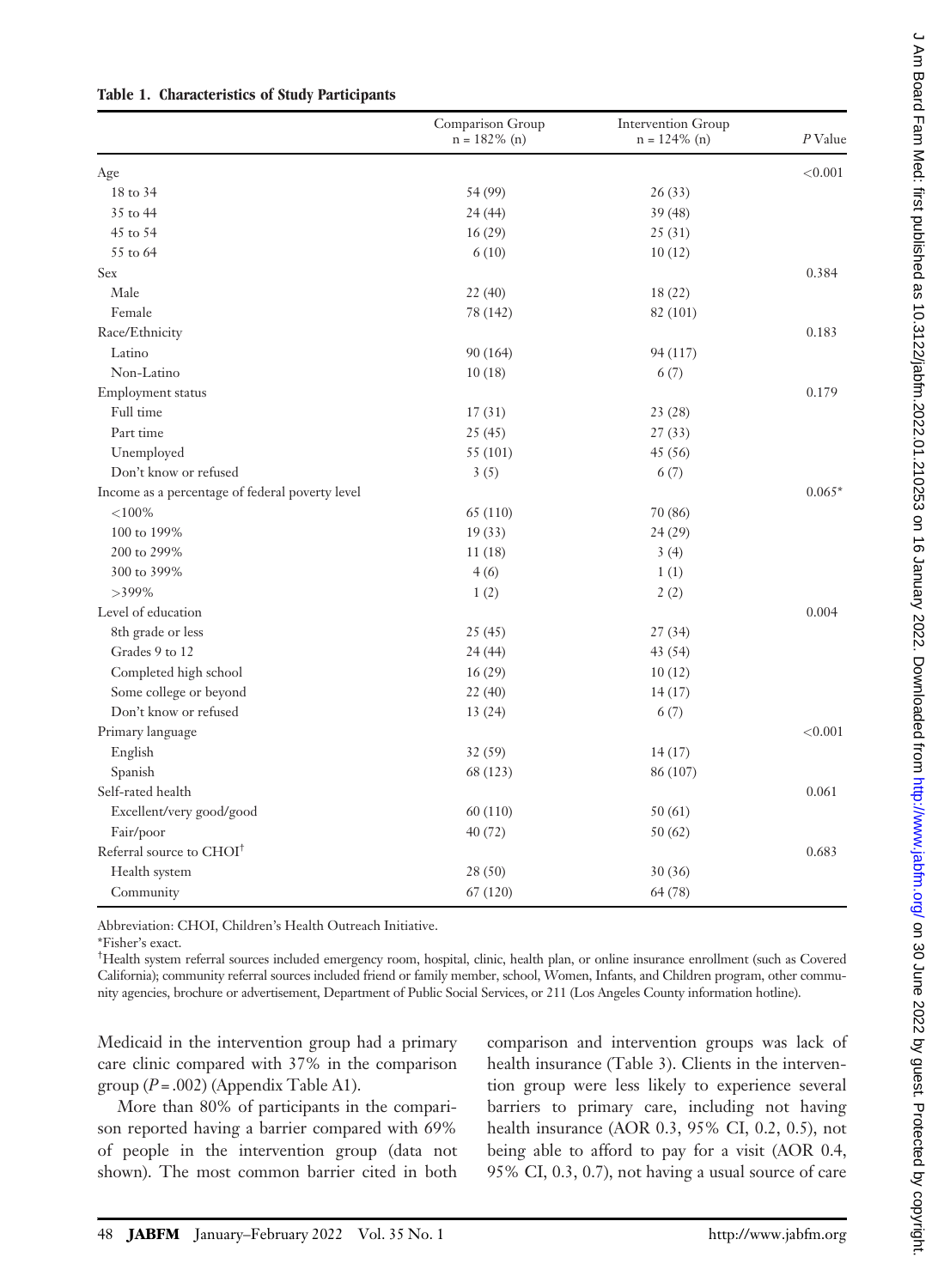**Table 1. Characteristics of Study Participants**

| | Comparison Group n = 182% (n) | Intervention Group n = 124% (n) | *P* Value |
|---|---|---|---|
| Age | | | <0.001 |
| 18 to 34 | 54 (99) | 26 (33) | |
| 35 to 44 | 24 (44) | 39 (48) | |
| 45 to 54 | 16 (29) | 25 (31) | |
| 55 to 64 | 6 (10) | 10 (12) | |
| Sex | | | 0.384 |
| Male | 22 (40) | 18 (22) | |
| Female | 78 (142) | 82 (101) | |
| Race/Ethnicity | | | 0.183 |
| Latino | 90 (164) | 94 (117) | |
| Non-Latino | 10 (18) | 6 (7) | |
| Employment status | | | 0.179 |
| Full time | 17 (31) | 23 (28) | |
| Part time | 25 (45) | 27 (33) | |
| Unemployed | 55 (101) | 45 (56) | |
| Don't know or refused | 3 (5) | 6 (7) | |
| Income as a percentage of federal poverty level | | | 0.065* |
| <100% | 65 (110) | 70 (86) | |
| 100 to 199% | 19 (33) | 24 (29) | |
| 200 to 299% | 11 (18) | 3 (4) | |
| 300 to 399% | 4 (6) | 1 (1) | |
| >399% | 1 (2) | 2 (2) | |
| Level of education | | | 0.004 |
| 8th grade or less | 25 (45) | 27 (34) | |
| Grades 9 to 12 | 24 (44) | 43 (54) | |
| Completed high school | 16 (29) | 10 (12) | |
| Some college or beyond | 22 (40) | 14 (17) | |
| Don't know or refused | 13 (24) | 6 (7) | |
| Primary language | | | <0.001 |
| English | 32 (59) | 14 (17) | |
| Spanish | 68 (123) | 86 (107) | |
| Self-rated health | | | 0.061 |
| Excellent/very good/good | 60 (110) | 50 (61) | |
| Fair/poor | 40 (72) | 50 (62) | |
| Referral source to CHOI[†] | | | 0.683 |
| Health system | 28 (50) | 30 (36) | |
| Community | 67 (120) | 64 (78) | |

Abbreviation: CHOI, Children's Health Outreach Initiative.

*Fisher's exact.

[†]Health system referral sources included emergency room, hospital, clinic, health plan, or online insurance enrollment (such as Covered California); community referral sources included friend or family member, school, Women, Infants, and Children program, other community agencies, brochure or advertisement, Department of Public Social Services, or 211 (Los Angeles County information hotline).

Medicaid in the intervention group had a primary care clinic compared with 37% in the comparison group ($P = .002$) (Appendix Table A1).

More than 80% of participants in the comparison reported having a barrier compared with 69% of people in the intervention group (data not shown). The most common barrier cited in both comparison and intervention groups was lack of health insurance (Table 3). Clients in the intervention group were less likely to experience several barriers to primary care, including not having health insurance (AOR 0.3, 95% CI, 0.2, 0.5), not being able to afford to pay for a visit (AOR 0.4, 95% CI, 0.3, 0.7), not having a usual source of care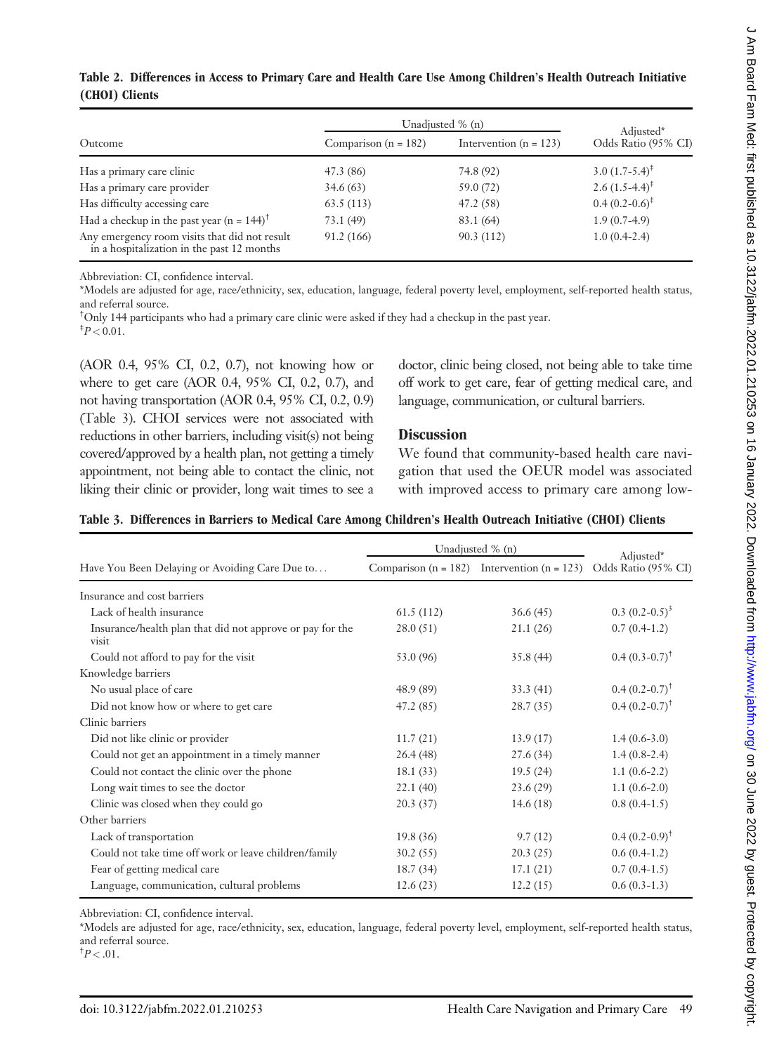**Table 2. Differences in Access to Primary Care and Health Care Use Among Children's Health Outreach Initiative (CHOI) Clients**

| Outcome | Unadjusted % (n) | | Adjusted* Odds Ratio (95% CI) |
|---|---|---|---|
| | Comparison (n = 182) | Intervention (n = 123) | |
| Has a primary care clinic | 47.3 (86) | 74.8 (92) | 3.0 (1.7-5.4)[‡] |
| Has a primary care provider | 34.6 (63) | 59.0 (72) | 2.6 (1.5-4.4)[‡] |
| Has difficulty accessing care | 63.5 (113) | 47.2 (58) | 0.4 (0.2-0.6)[‡] |
| Had a checkup in the past year (n = 144)[†] | 73.1 (49) | 83.1 (64) | 1.9 (0.7-4.9) |
| Any emergency room visits that did not result in a hospitalization in the past 12 months | 91.2 (166) | 90.3 (112) | 1.0 (0.4-2.4) |

Abbreviation: CI, confidence interval.
*Models are adjusted for age, race/ethnicity, sex, education, language, federal poverty level, employment, self-reported health status, and referral source.
[†]Only 144 participants who had a primary care clinic were asked if they had a checkup in the past year.
[‡]$P < 0.01$.

(AOR 0.4, 95% CI, 0.2, 0.7), not knowing how or where to get care (AOR 0.4, 95% CI, 0.2, 0.7), and not having transportation (AOR 0.4, 95% CI, 0.2, 0.9) (Table 3). CHOI services were not associated with reductions in other barriers, including visit(s) not being covered/approved by a health plan, not getting a timely appointment, not being able to contact the clinic, not liking their clinic or provider, long wait times to see a doctor, clinic being closed, not being able to take time off work to get care, fear of getting medical care, and language, communication, or cultural barriers.

## Discussion

We found that community-based health care navigation that used the OEUR model was associated with improved access to primary care among low-

**Table 3. Differences in Barriers to Medical Care Among Children's Health Outreach Initiative (CHOI) Clients**

| Have You Been Delaying or Avoiding Care Due to… | Unadjusted % (n) | | Adjusted* Odds Ratio (95% CI) |
|---|---|---|---|
| | Comparison (n = 182) | Intervention (n = 123) | |
| Insurance and cost barriers | | | |
| Lack of health insurance | 61.5 (112) | 36.6 (45) | 0.3 (0.2-0.5)[3] |
| Insurance/health plan that did not approve or pay for the visit | 28.0 (51) | 21.1 (26) | 0.7 (0.4-1.2) |
| Could not afford to pay for the visit | 53.0 (96) | 35.8 (44) | 0.4 (0.3-0.7)[†] |
| Knowledge barriers | | | |
| No usual place of care | 48.9 (89) | 33.3 (41) | 0.4 (0.2-0.7)[†] |
| Did not know how or where to get care | 47.2 (85) | 28.7 (35) | 0.4 (0.2-0.7)[†] |
| Clinic barriers | | | |
| Did not like clinic or provider | 11.7 (21) | 13.9 (17) | 1.4 (0.6-3.0) |
| Could not get an appointment in a timely manner | 26.4 (48) | 27.6 (34) | 1.4 (0.8-2.4) |
| Could not contact the clinic over the phone | 18.1 (33) | 19.5 (24) | 1.1 (0.6-2.2) |
| Long wait times to see the doctor | 22.1 (40) | 23.6 (29) | 1.1 (0.6-2.0) |
| Clinic was closed when they could go | 20.3 (37) | 14.6 (18) | 0.8 (0.4-1.5) |
| Other barriers | | | |
| Lack of transportation | 19.8 (36) | 9.7 (12) | 0.4 (0.2-0.9)[†] |
| Could not take time off work or leave children/family | 30.2 (55) | 20.3 (25) | 0.6 (0.4-1.2) |
| Fear of getting medical care | 18.7 (34) | 17.1 (21) | 0.7 (0.4-1.5) |
| Language, communication, cultural problems | 12.6 (23) | 12.2 (15) | 0.6 (0.3-1.3) |

Abbreviation: CI, confidence interval.
*Models are adjusted for age, race/ethnicity, sex, education, language, federal poverty level, employment, self-reported health status, and referral source.
[†]$P < .01$.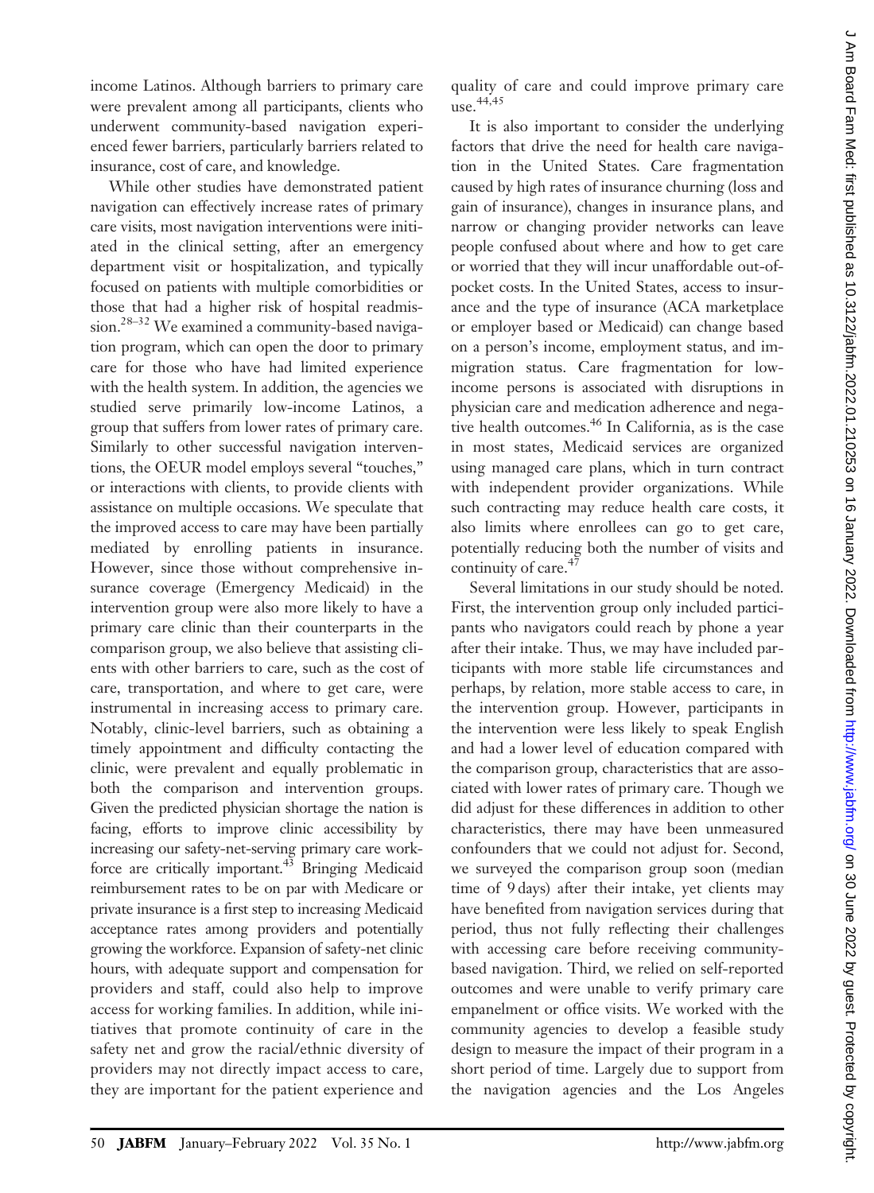income Latinos. Although barriers to primary care were prevalent among all participants, clients who underwent community-based navigation experienced fewer barriers, particularly barriers related to insurance, cost of care, and knowledge.

While other studies have demonstrated patient navigation can effectively increase rates of primary care visits, most navigation interventions were initiated in the clinical setting, after an emergency department visit or hospitalization, and typically focused on patients with multiple comorbidities or those that had a higher risk of hospital readmission.[28–32] We examined a community-based navigation program, which can open the door to primary care for those who have had limited experience with the health system. In addition, the agencies we studied serve primarily low-income Latinos, a group that suffers from lower rates of primary care. Similarly to other successful navigation interventions, the OEUR model employs several "touches," or interactions with clients, to provide clients with assistance on multiple occasions. We speculate that the improved access to care may have been partially mediated by enrolling patients in insurance. However, since those without comprehensive insurance coverage (Emergency Medicaid) in the intervention group were also more likely to have a primary care clinic than their counterparts in the comparison group, we also believe that assisting clients with other barriers to care, such as the cost of care, transportation, and where to get care, were instrumental in increasing access to primary care. Notably, clinic-level barriers, such as obtaining a timely appointment and difficulty contacting the clinic, were prevalent and equally problematic in both the comparison and intervention groups. Given the predicted physician shortage the nation is facing, efforts to improve clinic accessibility by increasing our safety-net-serving primary care workforce are critically important.[43] Bringing Medicaid reimbursement rates to be on par with Medicare or private insurance is a first step to increasing Medicaid acceptance rates among providers and potentially growing the workforce. Expansion of safety-net clinic hours, with adequate support and compensation for providers and staff, could also help to improve access for working families. In addition, while initiatives that promote continuity of care in the safety net and grow the racial/ethnic diversity of providers may not directly impact access to care, they are important for the patient experience and quality of care and could improve primary care use.[44,45]

It is also important to consider the underlying factors that drive the need for health care navigation in the United States. Care fragmentation caused by high rates of insurance churning (loss and gain of insurance), changes in insurance plans, and narrow or changing provider networks can leave people confused about where and how to get care or worried that they will incur unaffordable out-of-pocket costs. In the United States, access to insurance and the type of insurance (ACA marketplace or employer based or Medicaid) can change based on a person's income, employment status, and immigration status. Care fragmentation for low-income persons is associated with disruptions in physician care and medication adherence and negative health outcomes.[46] In California, as is the case in most states, Medicaid services are organized using managed care plans, which in turn contract with independent provider organizations. While such contracting may reduce health care costs, it also limits where enrollees can go to get care, potentially reducing both the number of visits and continuity of care.[47]

Several limitations in our study should be noted. First, the intervention group only included participants who navigators could reach by phone a year after their intake. Thus, we may have included participants with more stable life circumstances and perhaps, by relation, more stable access to care, in the intervention group. However, participants in the intervention were less likely to speak English and had a lower level of education compared with the comparison group, characteristics that are associated with lower rates of primary care. Though we did adjust for these differences in addition to other characteristics, there may have been unmeasured confounders that we could not adjust for. Second, we surveyed the comparison group soon (median time of 9 days) after their intake, yet clients may have benefited from navigation services during that period, thus not fully reflecting their challenges with accessing care before receiving community-based navigation. Third, we relied on self-reported outcomes and were unable to verify primary care empanelment or office visits. We worked with the community agencies to develop a feasible study design to measure the impact of their program in a short period of time. Largely due to support from the navigation agencies and the Los Angeles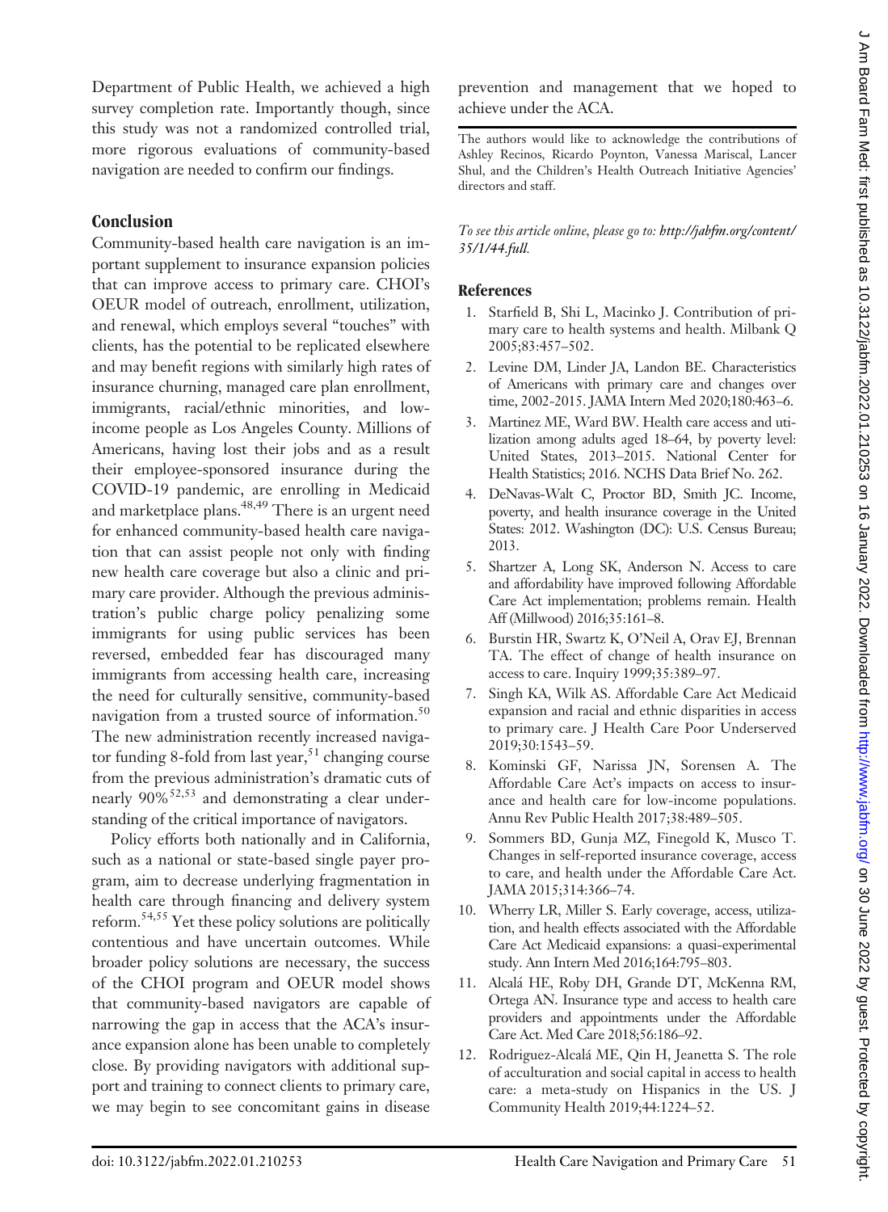Department of Public Health, we achieved a high survey completion rate. Importantly though, since this study was not a randomized controlled trial, more rigorous evaluations of community-based navigation are needed to confirm our findings.

## Conclusion

Community-based health care navigation is an important supplement to insurance expansion policies that can improve access to primary care. CHOI's OEUR model of outreach, enrollment, utilization, and renewal, which employs several "touches" with clients, has the potential to be replicated elsewhere and may benefit regions with similarly high rates of insurance churning, managed care plan enrollment, immigrants, racial/ethnic minorities, and low-income people as Los Angeles County. Millions of Americans, having lost their jobs and as a result their employee-sponsored insurance during the COVID-19 pandemic, are enrolling in Medicaid and marketplace plans.[48,49] There is an urgent need for enhanced community-based health care navigation that can assist people not only with finding new health care coverage but also a clinic and primary care provider. Although the previous administration's public charge policy penalizing some immigrants for using public services has been reversed, embedded fear has discouraged many immigrants from accessing health care, increasing the need for culturally sensitive, community-based navigation from a trusted source of information.[50] The new administration recently increased navigator funding 8-fold from last year,[51] changing course from the previous administration's dramatic cuts of nearly 90%[52,53] and demonstrating a clear understanding of the critical importance of navigators.

Policy efforts both nationally and in California, such as a national or state-based single payer program, aim to decrease underlying fragmentation in health care through financing and delivery system reform.[54,55] Yet these policy solutions are politically contentious and have uncertain outcomes. While broader policy solutions are necessary, the success of the CHOI program and OEUR model shows that community-based navigators are capable of narrowing the gap in access that the ACA's insurance expansion alone has been unable to completely close. By providing navigators with additional support and training to connect clients to primary care, we may begin to see concomitant gains in disease prevention and management that we hoped to achieve under the ACA.

The authors would like to acknowledge the contributions of Ashley Recinos, Ricardo Poynton, Vanessa Mariscal, Lancer Shul, and the Children's Health Outreach Initiative Agencies' directors and staff.

*To see this article online, please go to: **http://jabfm.org/content/35/1/44.full**.*

## References

1. Starfield B, Shi L, Macinko J. Contribution of primary care to health systems and health. Milbank Q 2005;83:457–502.
2. Levine DM, Linder JA, Landon BE. Characteristics of Americans with primary care and changes over time, 2002-2015. JAMA Intern Med 2020;180:463–6.
3. Martinez ME, Ward BW. Health care access and utilization among adults aged 18–64, by poverty level: United States, 2013–2015. National Center for Health Statistics; 2016. NCHS Data Brief No. 262.
4. DeNavas-Walt C, Proctor BD, Smith JC. Income, poverty, and health insurance coverage in the United States: 2012. Washington (DC): U.S. Census Bureau; 2013.
5. Shartzer A, Long SK, Anderson N. Access to care and affordability have improved following Affordable Care Act implementation; problems remain. Health Aff (Millwood) 2016;35:161–8.
6. Burstin HR, Swartz K, O'Neil A, Orav EJ, Brennan TA. The effect of change of health insurance on access to care. Inquiry 1999;35:389–97.
7. Singh KA, Wilk AS. Affordable Care Act Medicaid expansion and racial and ethnic disparities in access to primary care. J Health Care Poor Underserved 2019;30:1543–59.
8. Kominski GF, Narissa JN, Sorensen A. The Affordable Care Act's impacts on access to insurance and health care for low-income populations. Annu Rev Public Health 2017;38:489–505.
9. Sommers BD, Gunja MZ, Finegold K, Musco T. Changes in self-reported insurance coverage, access to care, and health under the Affordable Care Act. JAMA 2015;314:366–74.
10. Wherry LR, Miller S. Early coverage, access, utilization, and health effects associated with the Affordable Care Act Medicaid expansions: a quasi-experimental study. Ann Intern Med 2016;164:795–803.
11. Alcalá HE, Roby DH, Grande DT, McKenna RM, Ortega AN. Insurance type and access to health care providers and appointments under the Affordable Care Act. Med Care 2018;56:186–92.
12. Rodriguez-Alcalá ME, Qin H, Jeanetta S. The role of acculturation and social capital in access to health care: a meta-study on Hispanics in the US. J Community Health 2019;44:1224–52.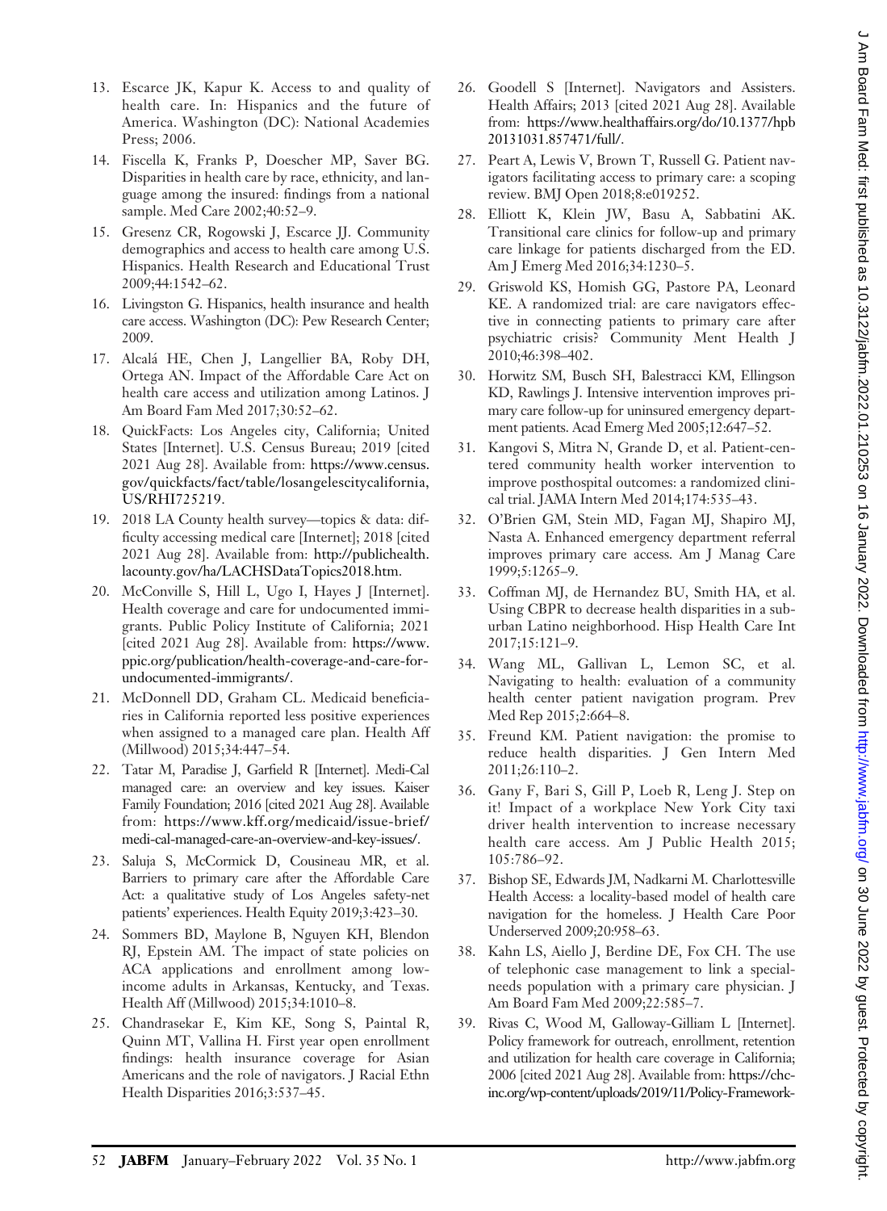13. Escarce JK, Kapur K. Access to and quality of health care. In: Hispanics and the future of America. Washington (DC): National Academies Press; 2006.
14. Fiscella K, Franks P, Doescher MP, Saver BG. Disparities in health care by race, ethnicity, and language among the insured: findings from a national sample. Med Care 2002;40:52–9.
15. Gresenz CR, Rogowski J, Escarce JJ. Community demographics and access to health care among U.S. Hispanics. Health Research and Educational Trust 2009;44:1542–62.
16. Livingston G. Hispanics, health insurance and health care access. Washington (DC): Pew Research Center; 2009.
17. Alcalá HE, Chen J, Langellier BA, Roby DH, Ortega AN. Impact of the Affordable Care Act on health care access and utilization among Latinos. J Am Board Fam Med 2017;30:52–62.
18. QuickFacts: Los Angeles city, California; United States [Internet]. U.S. Census Bureau; 2019 [cited 2021 Aug 28]. Available from: https://www.census.gov/quickfacts/fact/table/losangelescitycalifornia,US/RHI725219.
19. 2018 LA County health survey—topics & data: difficulty accessing medical care [Internet]; 2018 [cited 2021 Aug 28]. Available from: http://publichealth.lacounty.gov/ha/LACHSDataTopics2018.htm.
20. McConville S, Hill L, Ugo I, Hayes J [Internet]. Health coverage and care for undocumented immigrants. Public Policy Institute of California; 2021 [cited 2021 Aug 28]. Available from: https://www.ppic.org/publication/health-coverage-and-care-for-undocumented-immigrants/.
21. McDonnell DD, Graham CL. Medicaid beneficiaries in California reported less positive experiences when assigned to a managed care plan. Health Aff (Millwood) 2015;34:447–54.
22. Tatar M, Paradise J, Garfield R [Internet]. Medi-Cal managed care: an overview and key issues. Kaiser Family Foundation; 2016 [cited 2021 Aug 28]. Available from: https://www.kff.org/medicaid/issue-brief/medi-cal-managed-care-an-overview-and-key-issues/.
23. Saluja S, McCormick D, Cousineau MR, et al. Barriers to primary care after the Affordable Care Act: a qualitative study of Los Angeles safety-net patients' experiences. Health Equity 2019;3:423–30.
24. Sommers BD, Maylone B, Nguyen KH, Blendon RJ, Epstein AM. The impact of state policies on ACA applications and enrollment among low-income adults in Arkansas, Kentucky, and Texas. Health Aff (Millwood) 2015;34:1010–8.
25. Chandrasekar E, Kim KE, Song S, Paintal R, Quinn MT, Vallina H. First year open enrollment findings: health insurance coverage for Asian Americans and the role of navigators. J Racial Ethn Health Disparities 2016;3:537–45.
26. Goodell S [Internet]. Navigators and Assisters. Health Affairs; 2013 [cited 2021 Aug 28]. Available from: https://www.healthaffairs.org/do/10.1377/hpb20131031.857471/full/.
27. Peart A, Lewis V, Brown T, Russell G. Patient navigators facilitating access to primary care: a scoping review. BMJ Open 2018;8:e019252.
28. Elliott K, Klein JW, Basu A, Sabbatini AK. Transitional care clinics for follow-up and primary care linkage for patients discharged from the ED. Am J Emerg Med 2016;34:1230–5.
29. Griswold KS, Homish GG, Pastore PA, Leonard KE. A randomized trial: are care navigators effective in connecting patients to primary care after psychiatric crisis? Community Ment Health J 2010;46:398–402.
30. Horwitz SM, Busch SH, Balestracci KM, Ellingson KD, Rawlings J. Intensive intervention improves primary care follow-up for uninsured emergency department patients. Acad Emerg Med 2005;12:647–52.
31. Kangovi S, Mitra N, Grande D, et al. Patient-centered community health worker intervention to improve posthospital outcomes: a randomized clinical trial. JAMA Intern Med 2014;174:535–43.
32. O'Brien GM, Stein MD, Fagan MJ, Shapiro MJ, Nasta A. Enhanced emergency department referral improves primary care access. Am J Manag Care 1999;5:1265–9.
33. Coffman MJ, de Hernandez BU, Smith HA, et al. Using CBPR to decrease health disparities in a suburban Latino neighborhood. Hisp Health Care Int 2017;15:121–9.
34. Wang ML, Gallivan L, Lemon SC, et al. Navigating to health: evaluation of a community health center patient navigation program. Prev Med Rep 2015;2:664–8.
35. Freund KM. Patient navigation: the promise to reduce health disparities. J Gen Intern Med 2011;26:110–2.
36. Gany F, Bari S, Gill P, Loeb R, Leng J. Step on it! Impact of a workplace New York City taxi driver health intervention to increase necessary health care access. Am J Public Health 2015;105:786–92.
37. Bishop SE, Edwards JM, Nadkarni M. Charlottesville Health Access: a locality-based model of health care navigation for the homeless. J Health Care Poor Underserved 2009;20:958–63.
38. Kahn LS, Aiello J, Berdine DE, Fox CH. The use of telephonic case management to link a special-needs population with a primary care physician. J Am Board Fam Med 2009;22:585–7.
39. Rivas C, Wood M, Galloway-Gilliam L [Internet]. Policy framework for outreach, enrollment, retention and utilization for health care coverage in California; 2006 [cited 2021 Aug 28]. Available from: https://chc-inc.org/wp-content/uploads/2019/11/Policy-Framework-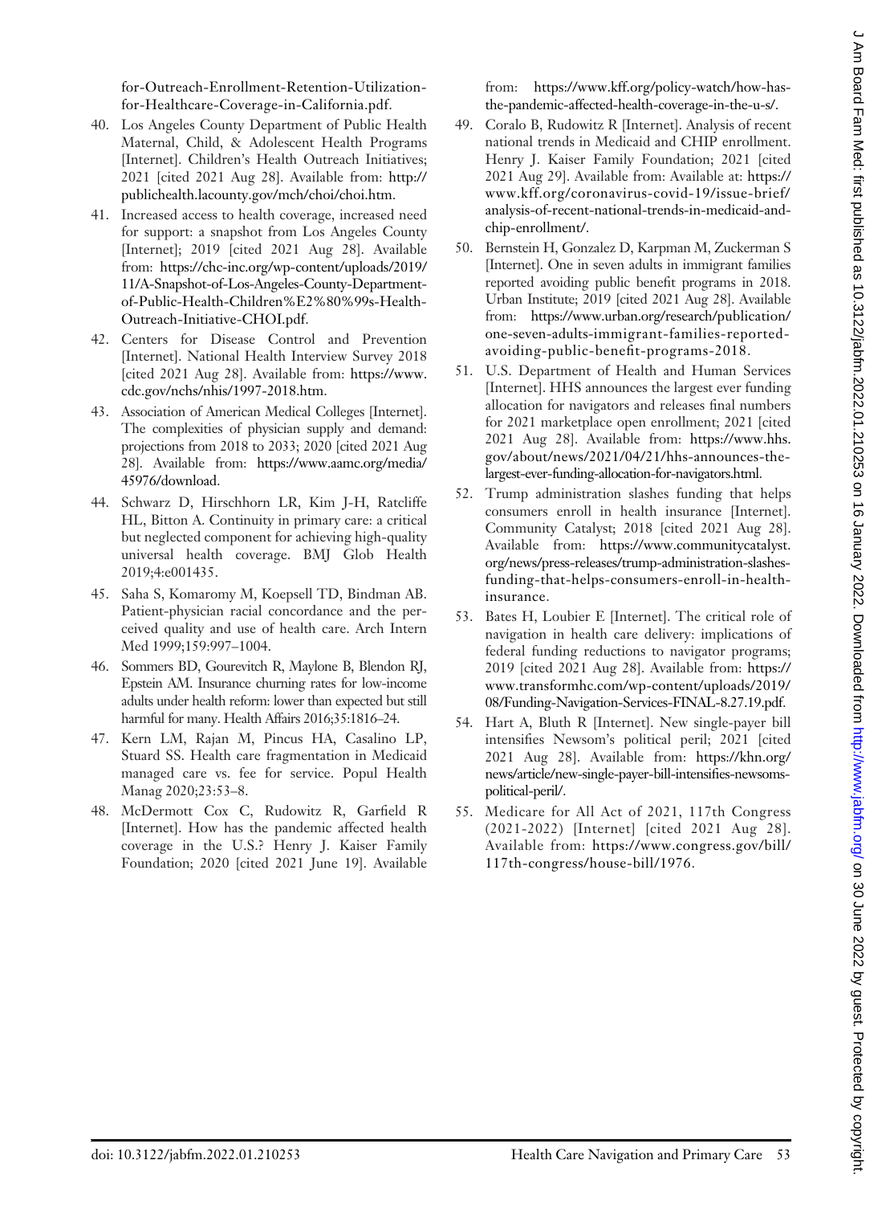for-Outreach-Enrollment-Retention-Utilization-for-Healthcare-Coverage-in-California.pdf.

40. Los Angeles County Department of Public Health Maternal, Child, & Adolescent Health Programs [Internet]. Children's Health Outreach Initiatives; 2021 [cited 2021 Aug 28]. Available from: http://publichealth.lacounty.gov/mch/choi/choi.htm.
41. Increased access to health coverage, increased need for support: a snapshot from Los Angeles County [Internet]; 2019 [cited 2021 Aug 28]. Available from: https://chc-inc.org/wp-content/uploads/2019/11/A-Snapshot-of-Los-Angeles-County-Department-of-Public-Health-Children%E2%80%99s-Health-Outreach-Initiative-CHOI.pdf.
42. Centers for Disease Control and Prevention [Internet]. National Health Interview Survey 2018 [cited 2021 Aug 28]. Available from: https://www.cdc.gov/nchs/nhis/1997-2018.htm.
43. Association of American Medical Colleges [Internet]. The complexities of physician supply and demand: projections from 2018 to 2033; 2020 [cited 2021 Aug 28]. Available from: https://www.aamc.org/media/45976/download.
44. Schwarz D, Hirschhorn LR, Kim J-H, Ratcliffe HL, Bitton A. Continuity in primary care: a critical but neglected component for achieving high-quality universal health coverage. BMJ Glob Health 2019;4:e001435.
45. Saha S, Komaromy M, Koepsell TD, Bindman AB. Patient-physician racial concordance and the perceived quality and use of health care. Arch Intern Med 1999;159:997–1004.
46. Sommers BD, Gourevitch R, Maylone B, Blendon RJ, Epstein AM. Insurance churning rates for low-income adults under health reform: lower than expected but still harmful for many. Health Affairs 2016;35:1816–24.
47. Kern LM, Rajan M, Pincus HA, Casalino LP, Stuard SS. Health care fragmentation in Medicaid managed care vs. fee for service. Popul Health Manag 2020;23:53–8.
48. McDermott Cox C, Rudowitz R, Garfield R [Internet]. How has the pandemic affected health coverage in the U.S.? Henry J. Kaiser Family Foundation; 2020 [cited 2021 June 19]. Available from: https://www.kff.org/policy-watch/how-has-the-pandemic-affected-health-coverage-in-the-u-s/.
49. Coralo B, Rudowitz R [Internet]. Analysis of recent national trends in Medicaid and CHIP enrollment. Henry J. Kaiser Family Foundation; 2021 [cited 2021 Aug 29]. Available from: Available at: https://www.kff.org/coronavirus-covid-19/issue-brief/analysis-of-recent-national-trends-in-medicaid-and-chip-enrollment/.
50. Bernstein H, Gonzalez D, Karpman M, Zuckerman S [Internet]. One in seven adults in immigrant families reported avoiding public benefit programs in 2018. Urban Institute; 2019 [cited 2021 Aug 28]. Available from: https://www.urban.org/research/publication/one-seven-adults-immigrant-families-reported-avoiding-public-benefit-programs-2018.
51. U.S. Department of Health and Human Services [Internet]. HHS announces the largest ever funding allocation for navigators and releases final numbers for 2021 marketplace open enrollment; 2021 [cited 2021 Aug 28]. Available from: https://www.hhs.gov/about/news/2021/04/21/hhs-announces-the-largest-ever-funding-allocation-for-navigators.html.
52. Trump administration slashes funding that helps consumers enroll in health insurance [Internet]. Community Catalyst; 2018 [cited 2021 Aug 28]. Available from: https://www.communitycatalyst.org/news/press-releases/trump-administration-slashes-funding-that-helps-consumers-enroll-in-health-insurance.
53. Bates H, Loubier E [Internet]. The critical role of navigation in health care delivery: implications of federal funding reductions to navigator programs; 2019 [cited 2021 Aug 28]. Available from: https://www.transformhc.com/wp-content/uploads/2019/08/Funding-Navigation-Services-FINAL-8.27.19.pdf.
54. Hart A, Bluth R [Internet]. New single-payer bill intensifies Newsom's political peril; 2021 [cited 2021 Aug 28]. Available from: https://khn.org/news/article/new-single-payer-bill-intensifies-newsoms-political-peril/.
55. Medicare for All Act of 2021, 117th Congress (2021-2022) [Internet] [cited 2021 Aug 28]. Available from: https://www.congress.gov/bill/117th-congress/house-bill/1976.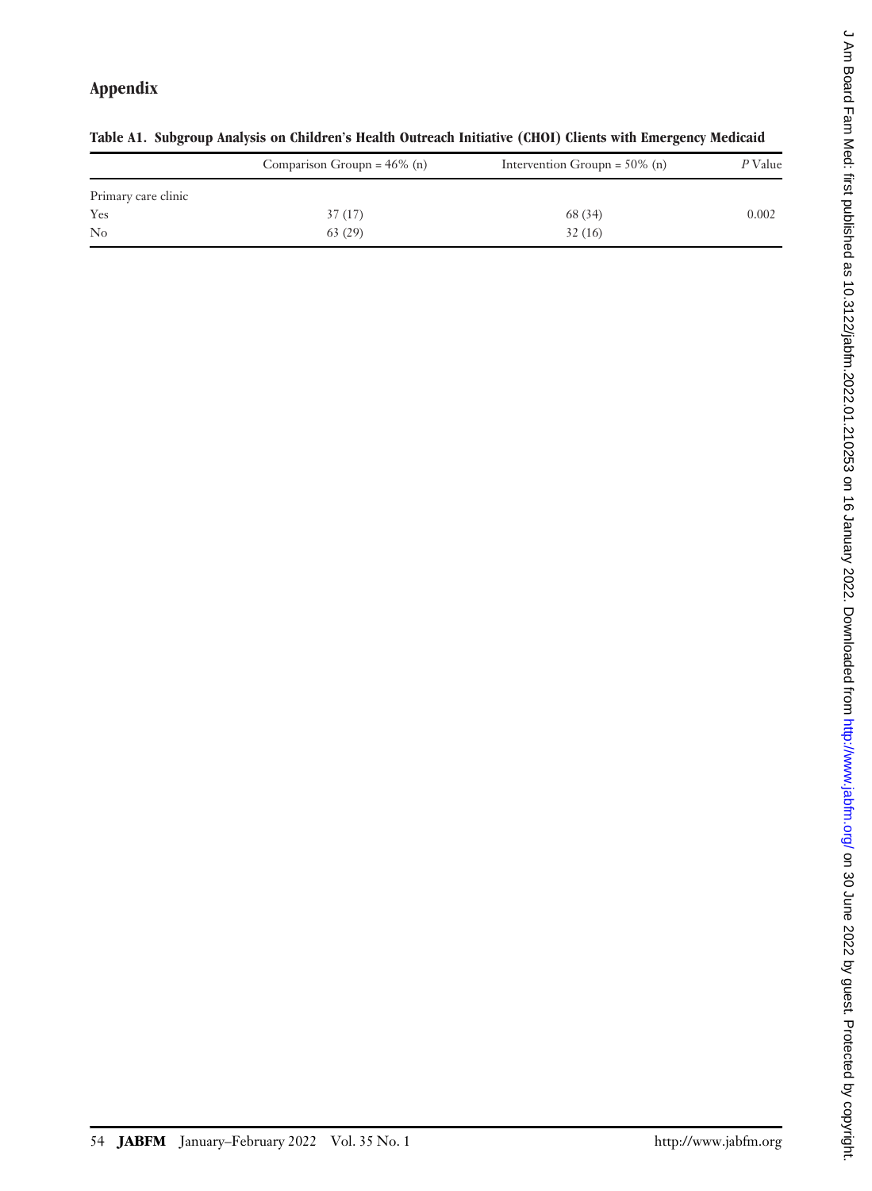## Appendix

**Table A1. Subgroup Analysis on Children's Health Outreach Initiative (CHOI) Clients with Emergency Medicaid**

| | Comparison Groupn = 46% (n) | Intervention Groupn = 50% (n) | *P* Value |
|---|---|---|---|
| Primary care clinic | | | |
| Yes | 37 (17) | 68 (34) | 0.002 |
| No | 63 (29) | 32 (16) | |